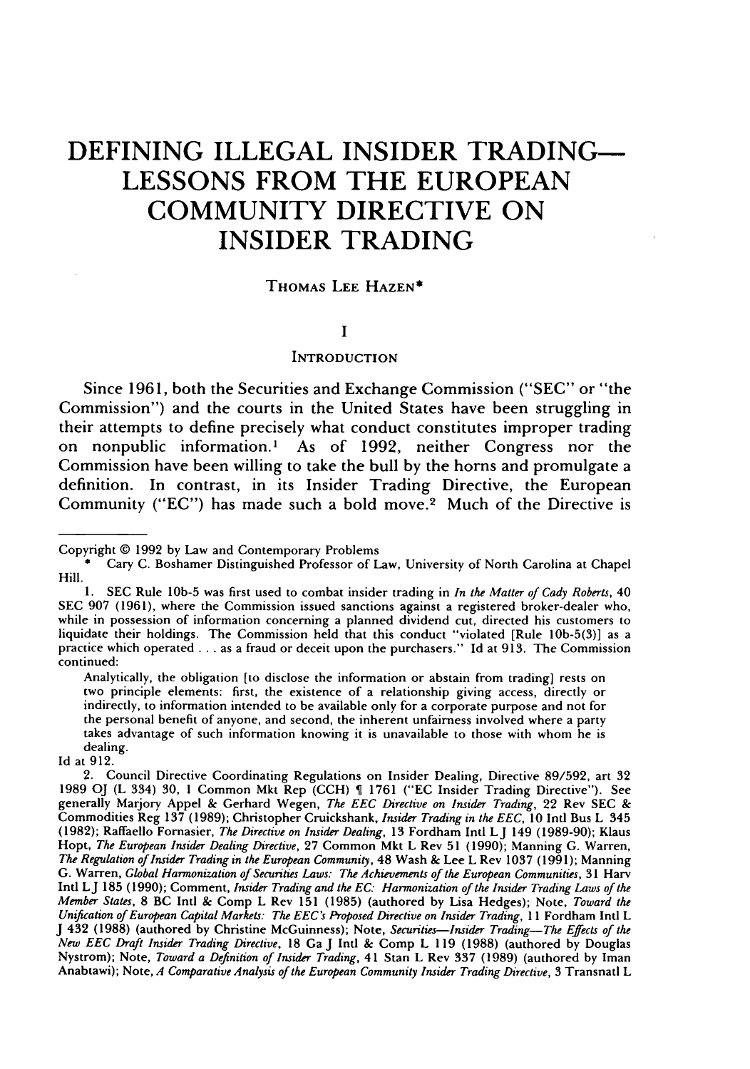# DEFINING ILLEGAL INSIDER TRADING—LESSONS FROM THE EUROPEAN COMMUNITY DIRECTIVE ON INSIDER TRADING

THOMAS LEE HAZEN*

## I

## INTRODUCTION

Since 1961, both the Securities and Exchange Commission ("SEC" or "the Commission") and the courts in the United States have been struggling in their attempts to define precisely what conduct constitutes improper trading on nonpublic information.[1] As of 1992, neither Congress nor the Commission have been willing to take the bull by the horns and promulgate a definition. In contrast, in its Insider Trading Directive, the European Community ("EC") has made such a bold move.[2] Much of the Directive is

---

Copyright © 1992 by Law and Contemporary Problems

\* Cary C. Boshamer Distinguished Professor of Law, University of North Carolina at Chapel Hill.

1. SEC Rule 10b-5 was first used to combat insider trading in *In the Matter of Cady Roberts*, 40 SEC 907 (1961), where the Commission issued sanctions against a registered broker-dealer who, while in possession of information concerning a planned dividend cut, directed his customers to liquidate their holdings. The Commission held that this conduct "violated [Rule 10b-5(3)] as a practice which operated . . . as a fraud or deceit upon the purchasers." Id at 913. The Commission continued:

> Analytically, the obligation [to disclose the information or abstain from trading] rests on two principle elements: first, the existence of a relationship giving access, directly or indirectly, to information intended to be available only for a corporate purpose and not for the personal benefit of anyone, and second, the inherent unfairness involved where a party takes advantage of such information knowing it is unavailable to those with whom he is dealing.

Id at 912.

2. Council Directive Coordinating Regulations on Insider Dealing, Directive 89/592, art 32 1989 OJ (L 334) 30, 1 Common Mkt Rep (CCH) ¶ 1761 ("EC Insider Trading Directive"). See generally Marjory Appel & Gerhard Wegen, *The EEC Directive on Insider Trading*, 22 Rev SEC & Commodities Reg 137 (1989); Christopher Cruickshank, *Insider Trading in the EEC*, 10 Intl Bus L 345 (1982); Raffaello Fornasier, *The Directive on Insider Dealing*, 13 Fordham Intl LJ 149 (1989-90); Klaus Hopt, *The European Insider Dealing Directive*, 27 Common Mkt L Rev 51 (1990); Manning G. Warren, *The Regulation of Insider Trading in the European Community*, 48 Wash & Lee L Rev 1037 (1991); Manning G. Warren, *Global Harmonization of Securities Laws: The Achievements of the European Communities*, 31 Harv Intl LJ 185 (1990); Comment, *Insider Trading and the EC: Harmonization of the Insider Trading Laws of the Member States*, 8 BC Intl & Comp L Rev 151 (1985) (authored by Lisa Hedges); Note, *Toward the Unification of European Capital Markets: The EEC's Proposed Directive on Insider Trading*, 11 Fordham Intl L J 432 (1988) (authored by Christine McGuinness); Note, *Securities—Insider Trading—The Effects of the New EEC Draft Insider Trading Directive*, 18 Ga J Intl & Comp L 119 (1988) (authored by Douglas Nystrom); Note, *Toward a Definition of Insider Trading*, 41 Stan L Rev 337 (1989) (authored by Iman Anabtawi); Note, *A Comparative Analysis of the European Community Insider Trading Directive*, 3 Transnatl L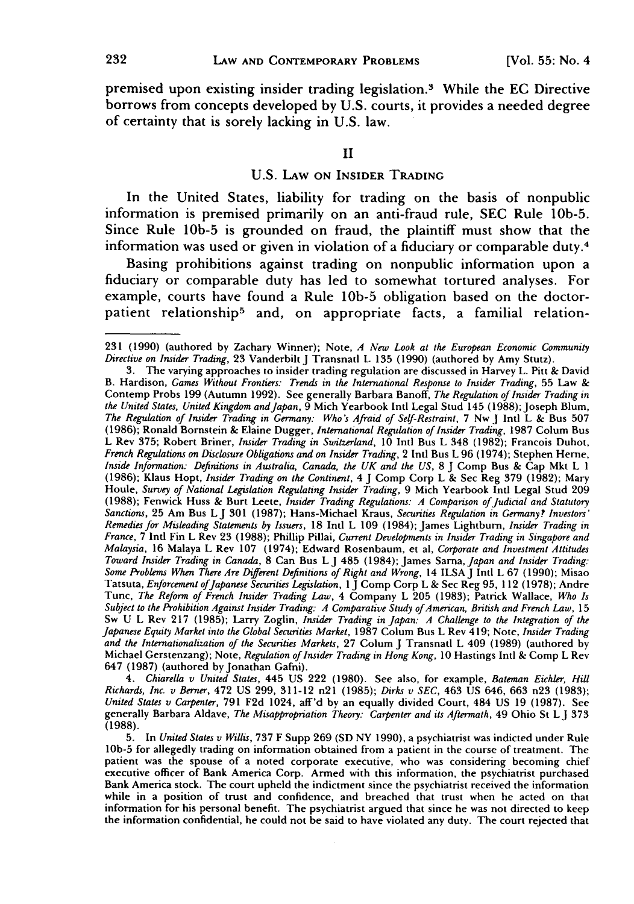premised upon existing insider trading legislation.[3] While the EC Directive borrows from concepts developed by U.S. courts, it provides a needed degree of certainty that is sorely lacking in U.S. law.

## II

## U.S. Law on Insider Trading

In the United States, liability for trading on the basis of nonpublic information is premised primarily on an anti-fraud rule, SEC Rule 10b-5. Since Rule 10b-5 is grounded on fraud, the plaintiff must show that the information was used or given in violation of a fiduciary or comparable duty.[4]

Basing prohibitions against trading on nonpublic information upon a fiduciary or comparable duty has led to somewhat tortured analyses. For example, courts have found a Rule 10b-5 obligation based on the doctor-patient relationship[5] and, on appropriate facts, a familial relation-

---

231 (1990) (authored by Zachary Winner); Note, *A New Look at the European Economic Community Directive on Insider Trading*, 23 Vanderbilt J Transnatl L 135 (1990) (authored by Amy Stutz).

3. The varying approaches to insider trading regulation are discussed in Harvey L. Pitt & David B. Hardison, *Games Without Frontiers: Trends in the International Response to Insider Trading*, 55 Law & Contemp Probs 199 (Autumn 1992). See generally Barbara Banoff, *The Regulation of Insider Trading in the United States, United Kingdom and Japan*, 9 Mich Yearbook Intl Legal Stud 145 (1988); Joseph Blum, *The Regulation of Insider Trading in Germany: Who's Afraid of Self-Restraint*, 7 Nw J Intl L & Bus 507 (1986); Ronald Bornstein & Elaine Dugger, *International Regulation of Insider Trading*, 1987 Colum Bus L Rev 375; Robert Briner, *Insider Trading in Switzerland*, 10 Intl Bus L 348 (1982); Francois Duhot, *French Regulations on Disclosure Obligations and on Insider Trading*, 2 Intl Bus L 96 (1974); Stephen Herne, *Inside Information: Definitions in Australia, Canada, the UK and the US*, 8 J Comp Bus & Cap Mkt L 1 (1986); Klaus Hopt, *Insider Trading on the Continent*, 4 J Comp Corp L & Sec Reg 379 (1982); Mary Houle, *Survey of National Legislation Regulating Insider Trading*, 9 Mich Yearbook Intl Legal Stud 209 (1988); Fenwick Huss & Burt Leete, *Insider Trading Regulations: A Comparison of Judicial and Statutory Sanctions*, 25 Am Bus L J 301 (1987); Hans-Michael Kraus, *Securities Regulation in Germany? Investors' Remedies for Misleading Statements by Issuers*, 18 Intl L 109 (1984); James Lightburn, *Insider Trading in France*, 7 Intl Fin L Rev 23 (1988); Phillip Pillai, *Current Developments in Insider Trading in Singapore and Malaysia*, 16 Malaya L Rev 107 (1974); Edward Rosenbaum, et al, *Corporate and Investment Attitudes Toward Insider Trading in Canada*, 8 Can Bus L J 485 (1984); James Sarna, *Japan and Insider Trading: Some Problems When There Are Different Definitions of Right and Wrong*, 14 ILSA J Intl L 67 (1990); Misao Tatsuta, *Enforcement of Japanese Securities Legislation*, 1 J Comp Corp L & Sec Reg 95, 112 (1978); Andre Tunc, *The Reform of French Insider Trading Law*, 4 Company L 205 (1983); Patrick Wallace, *Who Is Subject to the Prohibition Against Insider Trading: A Comparative Study of American, British and French Law*, 15 Sw U L Rev 217 (1985); Larry Zoglin, *Insider Trading in Japan: A Challenge to the Integration of the Japanese Equity Market into the Global Securities Market*, 1987 Colum Bus L Rev 419; Note, *Insider Trading and the Internationalization of the Securities Markets*, 27 Colum J Transnatl L 409 (1989) (authored by Michael Gerstenzang); Note, *Regulation of Insider Trading in Hong Kong*, 10 Hastings Intl & Comp L Rev 647 (1987) (authored by Jonathan Gafni).

4. *Chiarella v United States*, 445 US 222 (1980). See also, for example, *Bateman Eichler, Hill Richards, Inc. v Berner*, 472 US 299, 311-12 n21 (1985); *Dirks v SEC*, 463 US 646, 663 n23 (1983); *United States v Carpenter*, 791 F2d 1024, aff'd by an equally divided Court, 484 US 19 (1987). See generally Barbara Aldave, *The Misappropriation Theory: Carpenter and its Aftermath*, 49 Ohio St L J 373 (1988).

5. In *United States v Willis*, 737 F Supp 269 (SD NY 1990), a psychiatrist was indicted under Rule 10b-5 for allegedly trading on information obtained from a patient in the course of treatment. The patient was the spouse of a noted corporate executive, who was considering becoming chief executive officer of Bank America Corp. Armed with this information, the psychiatrist purchased Bank America stock. The court upheld the indictment since the psychiatrist received the information while in a position of trust and confidence, and breached that trust when he acted on that information for his personal benefit. The psychiatrist argued that since he was not directed to keep the information confidential, he could not be said to have violated any duty. The court rejected that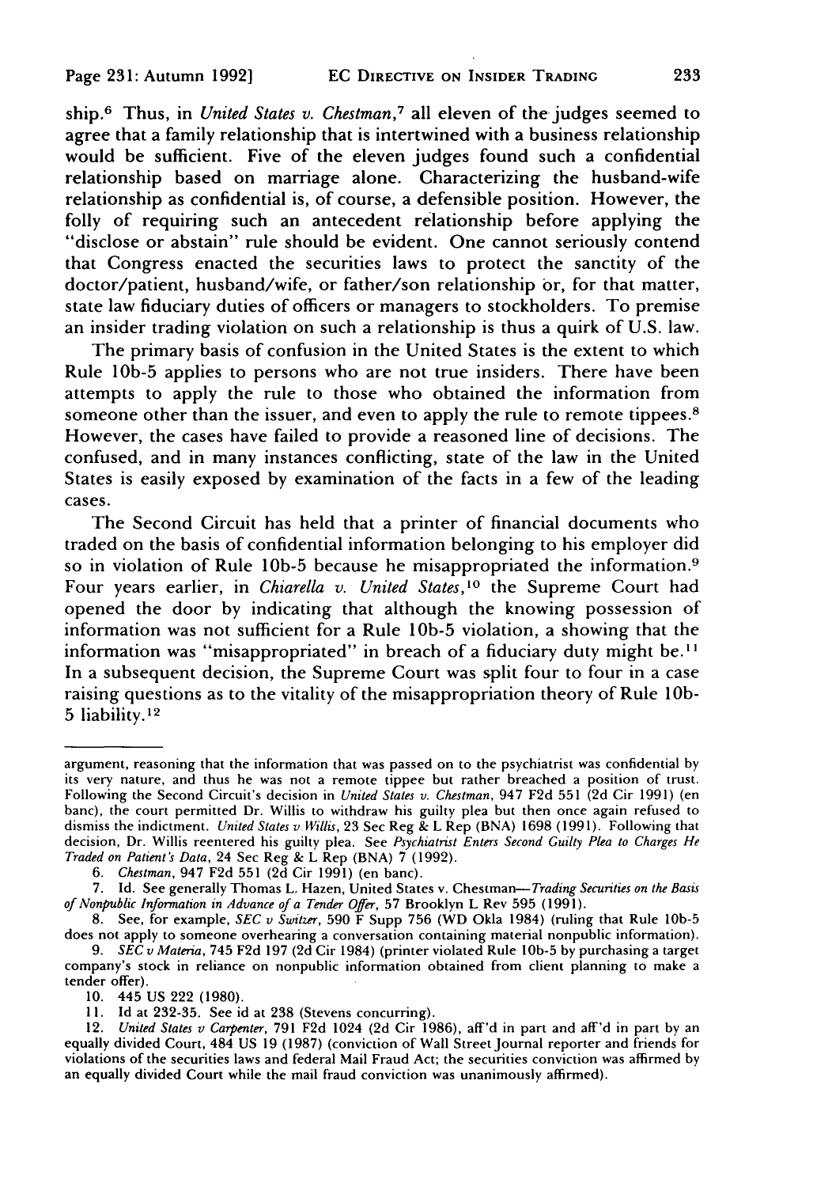ship.[6] Thus, in *United States v. Chestman*,[7] all eleven of the judges seemed to agree that a family relationship that is intertwined with a business relationship would be sufficient. Five of the eleven judges found such a confidential relationship based on marriage alone. Characterizing the husband-wife relationship as confidential is, of course, a defensible position. However, the folly of requiring such an antecedent relationship before applying the "disclose or abstain" rule should be evident. One cannot seriously contend that Congress enacted the securities laws to protect the sanctity of the doctor/patient, husband/wife, or father/son relationship or, for that matter, state law fiduciary duties of officers or managers to stockholders. To premise an insider trading violation on such a relationship is thus a quirk of U.S. law.

The primary basis of confusion in the United States is the extent to which Rule 10b-5 applies to persons who are not true insiders. There have been attempts to apply the rule to those who obtained the information from someone other than the issuer, and even to apply the rule to remote tippees.[8] However, the cases have failed to provide a reasoned line of decisions. The confused, and in many instances conflicting, state of the law in the United States is easily exposed by examination of the facts in a few of the leading cases.

The Second Circuit has held that a printer of financial documents who traded on the basis of confidential information belonging to his employer did so in violation of Rule 10b-5 because he misappropriated the information.[9] Four years earlier, in *Chiarella v. United States*,[10] the Supreme Court had opened the door by indicating that although the knowing possession of information was not sufficient for a Rule 10b-5 violation, a showing that the information was "misappropriated" in breach of a fiduciary duty might be.[11] In a subsequent decision, the Supreme Court was split four to four in a case raising questions as to the vitality of the misappropriation theory of Rule 10b-5 liability.[12]

---

argument, reasoning that the information that was passed on to the psychiatrist was confidential by its very nature, and thus he was not a remote tippee but rather breached a position of trust. Following the Second Circuit's decision in *United States v. Chestman*, 947 F2d 551 (2d Cir 1991) (en banc), the court permitted Dr. Willis to withdraw his guilty plea but then once again refused to dismiss the indictment. *United States v Willis*, 23 Sec Reg & L Rep (BNA) 1698 (1991). Following that decision, Dr. Willis reentered his guilty plea. See *Psychiatrist Enters Second Guilty Plea to Charges He Traded on Patient's Data*, 24 Sec Reg & L Rep (BNA) 7 (1992).

6. *Chestman*, 947 F2d 551 (2d Cir 1991) (en banc).

7. Id. See generally Thomas L. Hazen, United States v. Chestman—*Trading Securities on the Basis of Nonpublic Information in Advance of a Tender Offer*, 57 Brooklyn L Rev 595 (1991).

8. See, for example, *SEC v Switzer*, 590 F Supp 756 (WD Okla 1984) (ruling that Rule 10b-5 does not apply to someone overhearing a conversation containing material nonpublic information).

9. *SEC v Materia*, 745 F2d 197 (2d Cir 1984) (printer violated Rule 10b-5 by purchasing a target company's stock in reliance on nonpublic information obtained from client planning to make a tender offer).

10. 445 US 222 (1980).

11. Id at 232-35. See id at 238 (Stevens concurring).

12. *United States v Carpenter*, 791 F2d 1024 (2d Cir 1986), aff'd in part and aff'd in part by an equally divided Court, 484 US 19 (1987) (conviction of Wall Street Journal reporter and friends for violations of the securities laws and federal Mail Fraud Act; the securities conviction was affirmed by an equally divided Court while the mail fraud conviction was unanimously affirmed).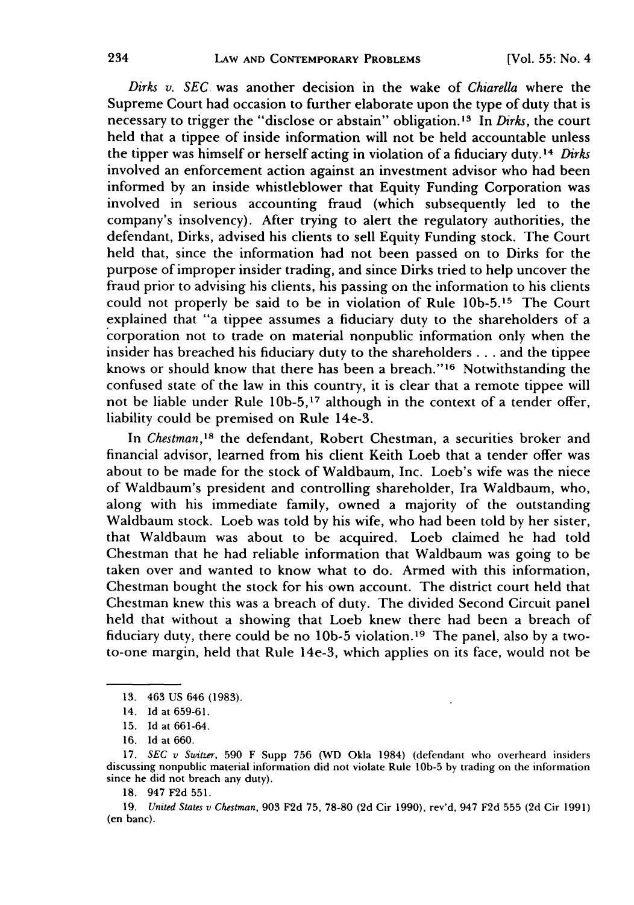*Dirks v. SEC* was another decision in the wake of *Chiarella* where the Supreme Court had occasion to further elaborate upon the type of duty that is necessary to trigger the "disclose or abstain" obligation.[13] In *Dirks*, the court held that a tippee of inside information will not be held accountable unless the tipper was himself or herself acting in violation of a fiduciary duty.[14] *Dirks* involved an enforcement action against an investment advisor who had been informed by an inside whistleblower that Equity Funding Corporation was involved in serious accounting fraud (which subsequently led to the company's insolvency). After trying to alert the regulatory authorities, the defendant, Dirks, advised his clients to sell Equity Funding stock. The Court held that, since the information had not been passed on to Dirks for the purpose of improper insider trading, and since Dirks tried to help uncover the fraud prior to advising his clients, his passing on the information to his clients could not properly be said to be in violation of Rule 10b-5.[15] The Court explained that "a tippee assumes a fiduciary duty to the shareholders of a corporation not to trade on material nonpublic information only when the insider has breached his fiduciary duty to the shareholders . . . and the tippee knows or should know that there has been a breach."[16] Notwithstanding the confused state of the law in this country, it is clear that a remote tippee will not be liable under Rule 10b-5,[17] although in the context of a tender offer, liability could be premised on Rule 14e-3.

In *Chestman*,[18] the defendant, Robert Chestman, a securities broker and financial advisor, learned from his client Keith Loeb that a tender offer was about to be made for the stock of Waldbaum, Inc. Loeb's wife was the niece of Waldbaum's president and controlling shareholder, Ira Waldbaum, who, along with his immediate family, owned a majority of the outstanding Waldbaum stock. Loeb was told by his wife, who had been told by her sister, that Waldbaum was about to be acquired. Loeb claimed he had told Chestman that he had reliable information that Waldbaum was going to be taken over and wanted to know what to do. Armed with this information, Chestman bought the stock for his own account. The district court held that Chestman knew this was a breach of duty. The divided Second Circuit panel held that without a showing that Loeb knew there had been a breach of fiduciary duty, there could be no 10b-5 violation.[19] The panel, also by a two-to-one margin, held that Rule 14e-3, which applies on its face, would not be

---

13. 463 US 646 (1983).

14. Id at 659-61.

15. Id at 661-64.

16. Id at 660.

17. *SEC v Switzer*, 590 F Supp 756 (WD Okla 1984) (defendant who overheard insiders discussing nonpublic material information did not violate Rule 10b-5 by trading on the information since he did not breach any duty).

18. 947 F2d 551.

19. *United States v Chestman*, 903 F2d 75, 78-80 (2d Cir 1990), rev'd, 947 F2d 555 (2d Cir 1991) (en banc).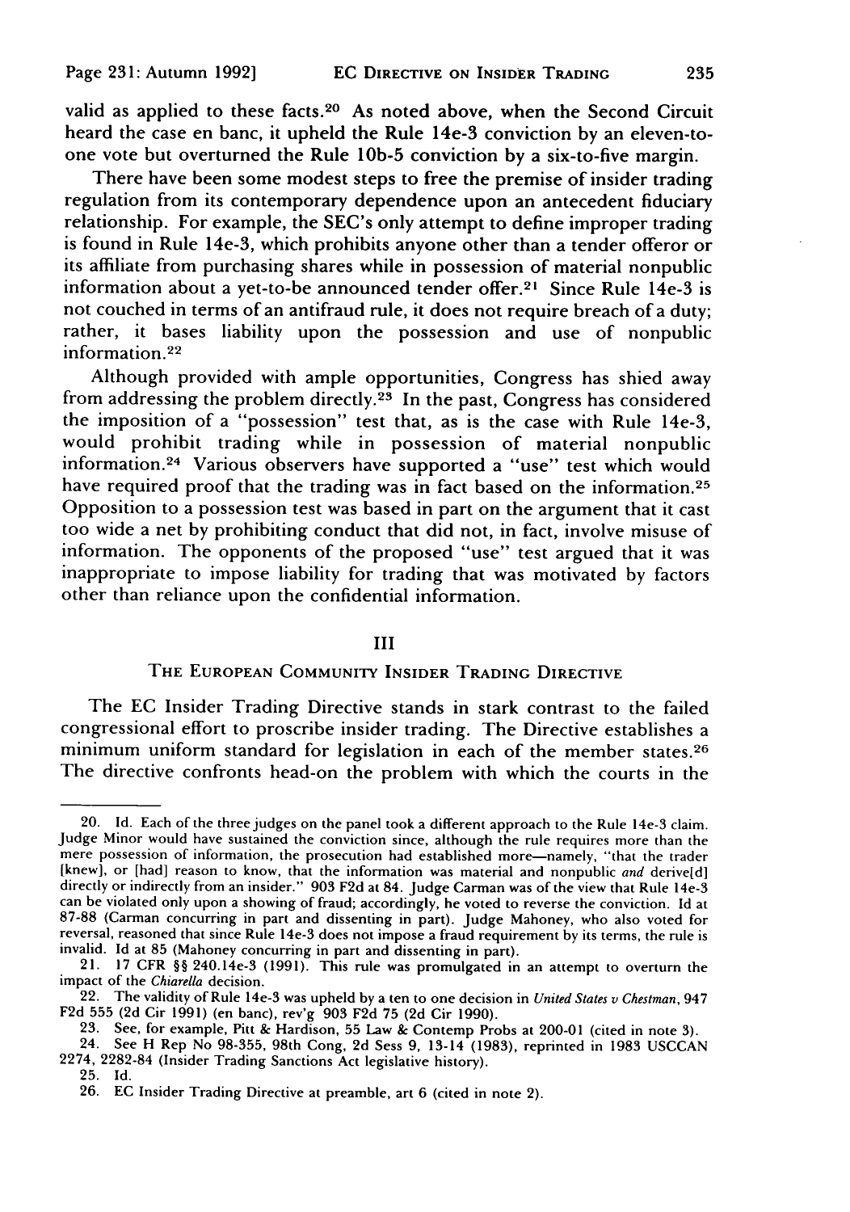valid as applied to these facts.[20] As noted above, when the Second Circuit heard the case en banc, it upheld the Rule 14e-3 conviction by an eleven-to-one vote but overturned the Rule 10b-5 conviction by a six-to-five margin.

There have been some modest steps to free the premise of insider trading regulation from its contemporary dependence upon an antecedent fiduciary relationship. For example, the SEC's only attempt to define improper trading is found in Rule 14e-3, which prohibits anyone other than a tender offeror or its affiliate from purchasing shares while in possession of material nonpublic information about a yet-to-be announced tender offer.[21] Since Rule 14e-3 is not couched in terms of an antifraud rule, it does not require breach of a duty; rather, it bases liability upon the possession and use of nonpublic information.[22]

Although provided with ample opportunities, Congress has shied away from addressing the problem directly.[23] In the past, Congress has considered the imposition of a "possession" test that, as is the case with Rule 14e-3, would prohibit trading while in possession of material nonpublic information.[24] Various observers have supported a "use" test which would have required proof that the trading was in fact based on the information.[25] Opposition to a possession test was based in part on the argument that it cast too wide a net by prohibiting conduct that did not, in fact, involve misuse of information. The opponents of the proposed "use" test argued that it was inappropriate to impose liability for trading that was motivated by factors other than reliance upon the confidential information.

## III

## THE EUROPEAN COMMUNITY INSIDER TRADING DIRECTIVE

The EC Insider Trading Directive stands in stark contrast to the failed congressional effort to proscribe insider trading. The Directive establishes a minimum uniform standard for legislation in each of the member states.[26] The directive confronts head-on the problem with which the courts in the

---

20. Id. Each of the three judges on the panel took a different approach to the Rule 14e-3 claim. Judge Minor would have sustained the conviction since, although the rule requires more than the mere possession of information, the prosecution had established more—namely, "that the trader [knew], or [had] reason to know, that the information was material and nonpublic *and* derive[d] directly or indirectly from an insider." 903 F2d at 84. Judge Carman was of the view that Rule 14e-3 can be violated only upon a showing of fraud; accordingly, he voted to reverse the conviction. Id at 87-88 (Carman concurring in part and dissenting in part). Judge Mahoney, who also voted for reversal, reasoned that since Rule 14e-3 does not impose a fraud requirement by its terms, the rule is invalid. Id at 85 (Mahoney concurring in part and dissenting in part).

21. 17 CFR §§ 240.14e-3 (1991). This rule was promulgated in an attempt to overturn the impact of the *Chiarella* decision.

22. The validity of Rule 14e-3 was upheld by a ten to one decision in *United States v Chestman*, 947 F2d 555 (2d Cir 1991) (en banc), rev'g 903 F2d 75 (2d Cir 1990).

23. See, for example, Pitt & Hardison, 55 Law & Contemp Probs at 200-01 (cited in note 3).

24. See H Rep No 98-355, 98th Cong, 2d Sess 9, 13-14 (1983), reprinted in 1983 USCCAN 2274, 2282-84 (Insider Trading Sanctions Act legislative history).

25. Id.

26. EC Insider Trading Directive at preamble, art 6 (cited in note 2).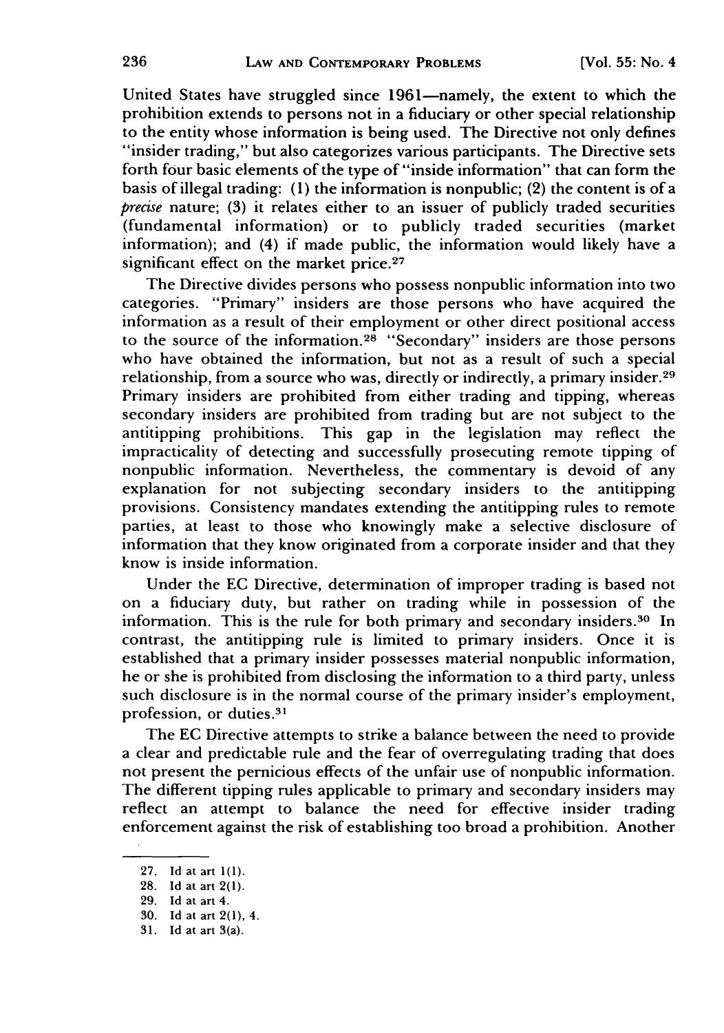United States have struggled since 1961—namely, the extent to which the prohibition extends to persons not in a fiduciary or other special relationship to the entity whose information is being used. The Directive not only defines "insider trading," but also categorizes various participants. The Directive sets forth four basic elements of the type of "inside information" that can form the basis of illegal trading: (1) the information is nonpublic; (2) the content is of a *precise* nature; (3) it relates either to an issuer of publicly traded securities (fundamental information) or to publicly traded securities (market information); and (4) if made public, the information would likely have a significant effect on the market price.[27]

The Directive divides persons who possess nonpublic information into two categories. "Primary" insiders are those persons who have acquired the information as a result of their employment or other direct positional access to the source of the information.[28] "Secondary" insiders are those persons who have obtained the information, but not as a result of such a special relationship, from a source who was, directly or indirectly, a primary insider.[29] Primary insiders are prohibited from either trading and tipping, whereas secondary insiders are prohibited from trading but are not subject to the antitipping prohibitions. This gap in the legislation may reflect the impracticality of detecting and successfully prosecuting remote tipping of nonpublic information. Nevertheless, the commentary is devoid of any explanation for not subjecting secondary insiders to the antitipping provisions. Consistency mandates extending the antitipping rules to remote parties, at least to those who knowingly make a selective disclosure of information that they know originated from a corporate insider and that they know is inside information.

Under the EC Directive, determination of improper trading is based not on a fiduciary duty, but rather on trading while in possession of the information. This is the rule for both primary and secondary insiders.[30] In contrast, the antitipping rule is limited to primary insiders. Once it is established that a primary insider possesses material nonpublic information, he or she is prohibited from disclosing the information to a third party, unless such disclosure is in the normal course of the primary insider's employment, profession, or duties.[31]

The EC Directive attempts to strike a balance between the need to provide a clear and predictable rule and the fear of overregulating trading that does not present the pernicious effects of the unfair use of nonpublic information. The different tipping rules applicable to primary and secondary insiders may reflect an attempt to balance the need for effective insider trading enforcement against the risk of establishing too broad a prohibition. Another

27. Id at art 1(1).
28. Id at art 2(1).
29. Id at art 4.
30. Id at art 2(1), 4.
31. Id at art 3(a).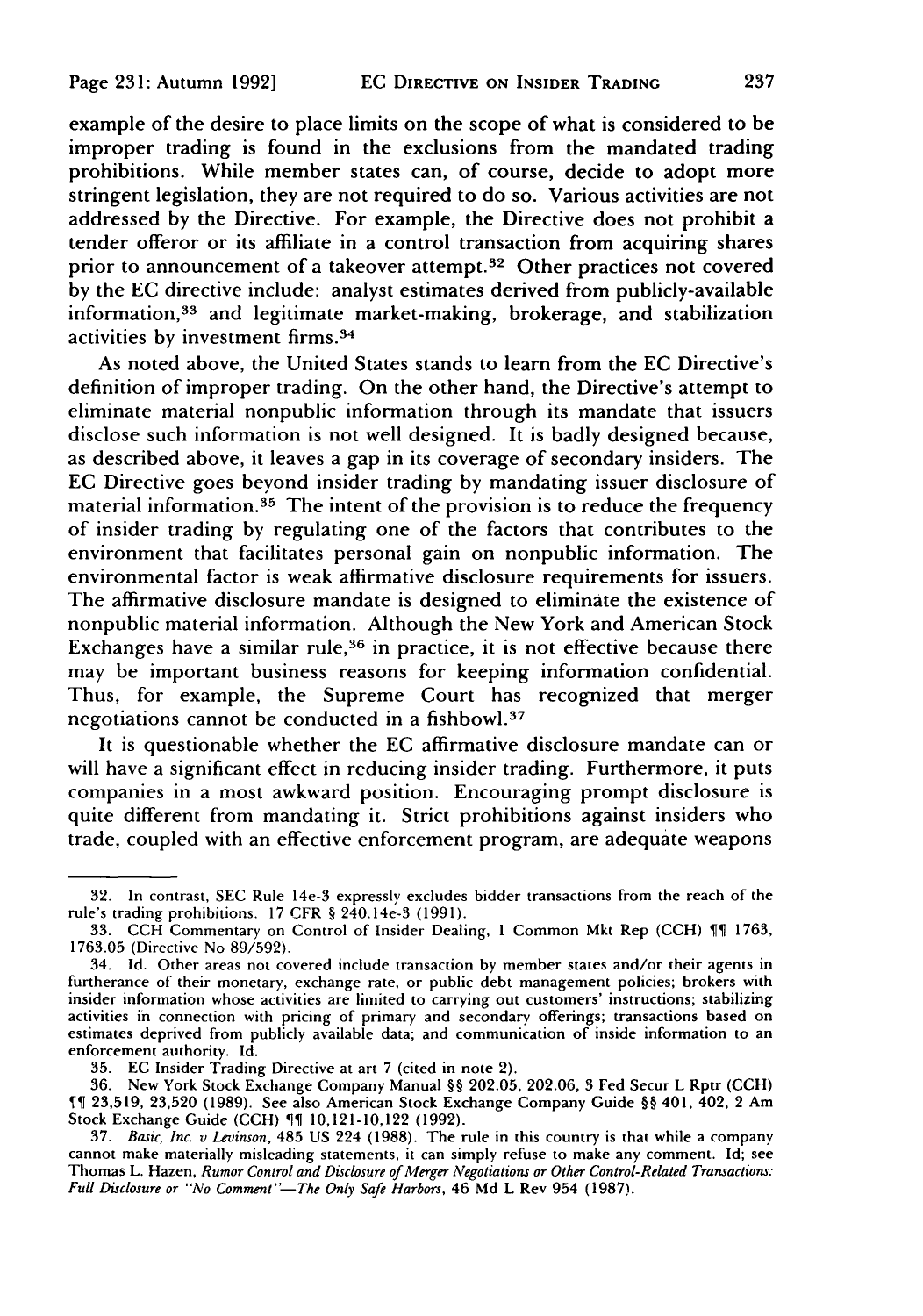example of the desire to place limits on the scope of what is considered to be improper trading is found in the exclusions from the mandated trading prohibitions. While member states can, of course, decide to adopt more stringent legislation, they are not required to do so. Various activities are not addressed by the Directive. For example, the Directive does not prohibit a tender offeror or its affiliate in a control transaction from acquiring shares prior to announcement of a takeover attempt.[32] Other practices not covered by the EC directive include: analyst estimates derived from publicly-available information,[33] and legitimate market-making, brokerage, and stabilization activities by investment firms.[34]

As noted above, the United States stands to learn from the EC Directive's definition of improper trading. On the other hand, the Directive's attempt to eliminate material nonpublic information through its mandate that issuers disclose such information is not well designed. It is badly designed because, as described above, it leaves a gap in its coverage of secondary insiders. The EC Directive goes beyond insider trading by mandating issuer disclosure of material information.[35] The intent of the provision is to reduce the frequency of insider trading by regulating one of the factors that contributes to the environment that facilitates personal gain on nonpublic information. The environmental factor is weak affirmative disclosure requirements for issuers. The affirmative disclosure mandate is designed to eliminate the existence of nonpublic material information. Although the New York and American Stock Exchanges have a similar rule,[36] in practice, it is not effective because there may be important business reasons for keeping information confidential. Thus, for example, the Supreme Court has recognized that merger negotiations cannot be conducted in a fishbowl.[37]

It is questionable whether the EC affirmative disclosure mandate can or will have a significant effect in reducing insider trading. Furthermore, it puts companies in a most awkward position. Encouraging prompt disclosure is quite different from mandating it. Strict prohibitions against insiders who trade, coupled with an effective enforcement program, are adequate weapons

---

32. In contrast, SEC Rule 14e-3 expressly excludes bidder transactions from the reach of the rule's trading prohibitions. 17 CFR § 240.14e-3 (1991).

33. CCH Commentary on Control of Insider Dealing, 1 Common Mkt Rep (CCH) ¶¶ 1763, 1763.05 (Directive No 89/592).

34. Id. Other areas not covered include transaction by member states and/or their agents in furtherance of their monetary, exchange rate, or public debt management policies; brokers with insider information whose activities are limited to carrying out customers' instructions; stabilizing activities in connection with pricing of primary and secondary offerings; transactions based on estimates deprived from publicly available data; and communication of inside information to an enforcement authority. Id.

35. EC Insider Trading Directive at art 7 (cited in note 2).

36. New York Stock Exchange Company Manual §§ 202.05, 202.06, 3 Fed Secur L Rptr (CCH) ¶¶ 23,519, 23,520 (1989). See also American Stock Exchange Company Guide §§ 401, 402, 2 Am Stock Exchange Guide (CCH) ¶¶ 10,121-10,122 (1992).

37. *Basic, Inc. v Levinson*, 485 US 224 (1988). The rule in this country is that while a company cannot make materially misleading statements, it can simply refuse to make any comment. Id; see Thomas L. Hazen, *Rumor Control and Disclosure of Merger Negotiations or Other Control-Related Transactions: Full Disclosure or "No Comment"—The Only Safe Harbors*, 46 Md L Rev 954 (1987).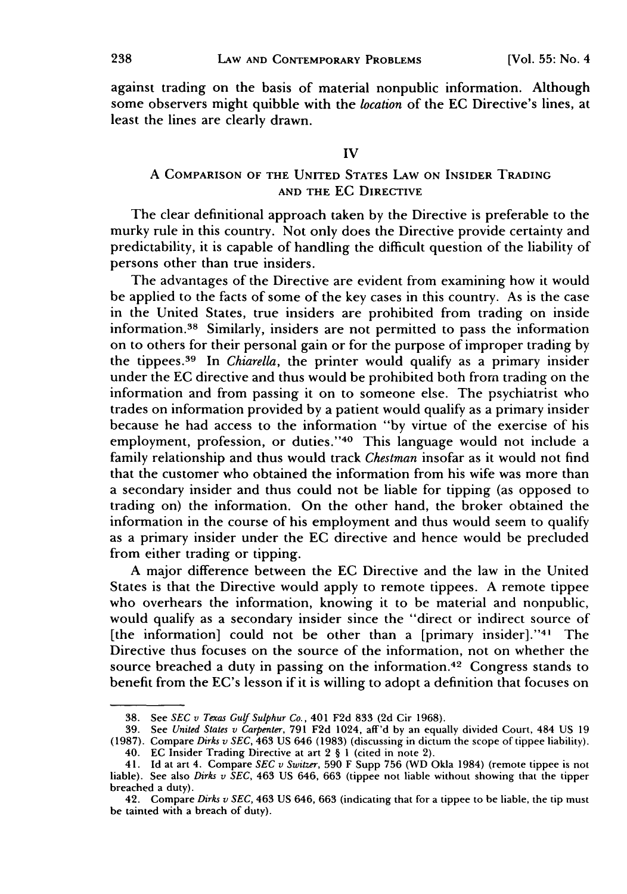against trading on the basis of material nonpublic information. Although some observers might quibble with the *location* of the EC Directive's lines, at least the lines are clearly drawn.

## IV

## A Comparison of the United States Law on Insider Trading and the EC Directive

The clear definitional approach taken by the Directive is preferable to the murky rule in this country. Not only does the Directive provide certainty and predictability, it is capable of handling the difficult question of the liability of persons other than true insiders.

The advantages of the Directive are evident from examining how it would be applied to the facts of some of the key cases in this country. As is the case in the United States, true insiders are prohibited from trading on inside information.[38] Similarly, insiders are not permitted to pass the information on to others for their personal gain or for the purpose of improper trading by the tippees.[39] In *Chiarella*, the printer would qualify as a primary insider under the EC directive and thus would be prohibited both from trading on the information and from passing it on to someone else. The psychiatrist who trades on information provided by a patient would qualify as a primary insider because he had access to the information "by virtue of the exercise of his employment, profession, or duties."[40] This language would not include a family relationship and thus would track *Chestman* insofar as it would not find that the customer who obtained the information from his wife was more than a secondary insider and thus could not be liable for tipping (as opposed to trading on) the information. On the other hand, the broker obtained the information in the course of his employment and thus would seem to qualify as a primary insider under the EC directive and hence would be precluded from either trading or tipping.

A major difference between the EC Directive and the law in the United States is that the Directive would apply to remote tippees. A remote tippee who overhears the information, knowing it to be material and nonpublic, would qualify as a secondary insider since the "direct or indirect source of [the information] could not be other than a [primary insider]."[41] The Directive thus focuses on the source of the information, not on whether the source breached a duty in passing on the information.[42] Congress stands to benefit from the EC's lesson if it is willing to adopt a definition that focuses on

---

38. See *SEC v Texas Gulf Sulphur Co.*, 401 F2d 833 (2d Cir 1968).

39. See *United States v Carpenter*, 791 F2d 1024, aff'd by an equally divided Court, 484 US 19 (1987). Compare *Dirks v SEC*, 463 US 646 (1983) (discussing in dictum the scope of tippee liability).

40. EC Insider Trading Directive at art 2 § 1 (cited in note 2).

41. Id at art 4. Compare *SEC v Switzer*, 590 F Supp 756 (WD Okla 1984) (remote tippee is not liable). See also *Dirks v SEC*, 463 US 646, 663 (tippee not liable without showing that the tipper breached a duty).

42. Compare *Dirks v SEC*, 463 US 646, 663 (indicating that for a tippee to be liable, the tip must be tainted with a breach of duty).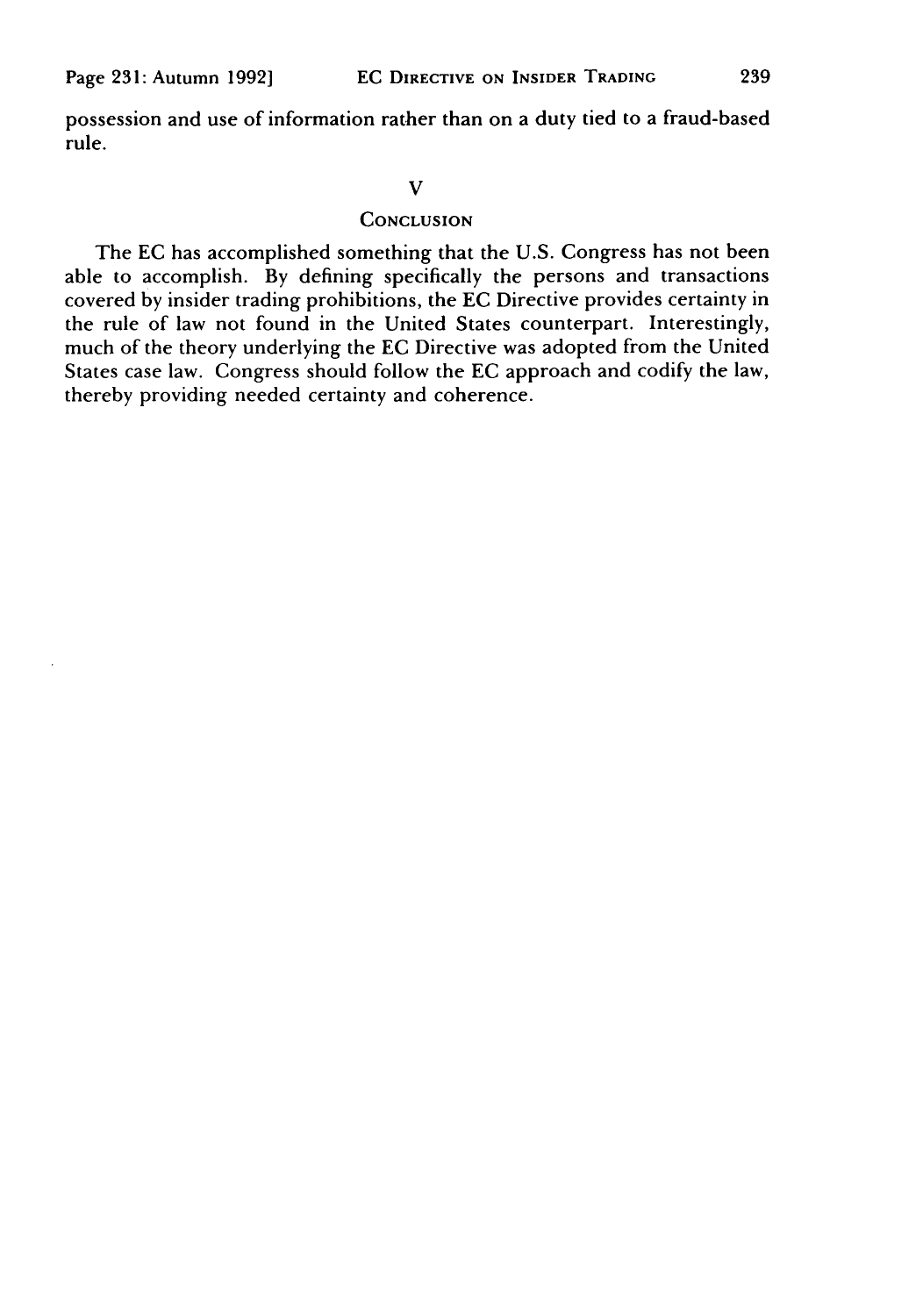possession and use of information rather than on a duty tied to a fraud-based rule.

## V

## Conclusion

The EC has accomplished something that the U.S. Congress has not been able to accomplish. By defining specifically the persons and transactions covered by insider trading prohibitions, the EC Directive provides certainty in the rule of law not found in the United States counterpart. Interestingly, much of the theory underlying the EC Directive was adopted from the United States case law. Congress should follow the EC approach and codify the law, thereby providing needed certainty and coherence.